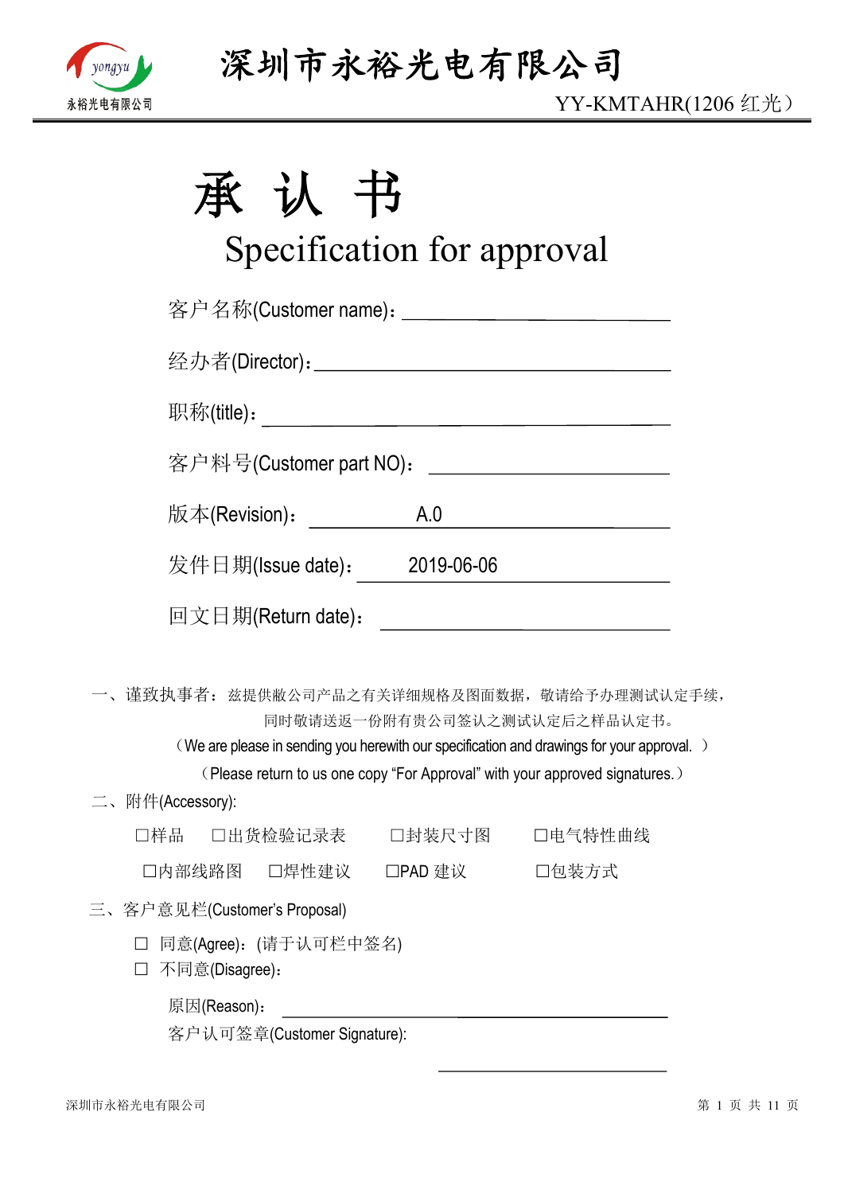# 深圳市永裕光电有限公司

YY-KMTAHR(1206 红光）

# 承 认 书

## Specification for approval

客户名称(Customer name)：______________________

经办者(Director)：______________________

职称(title)：______________________

客户料号(Customer part NO)：______________________

版本(Revision)： A.0

发件日期(Issue date)： 2019-06-06

回文日期(Return date)：______________________

一、谨致执事者：兹提供敝公司产品之有关详细规格及图面数据，敬请给予办理测试认定手续，同时敬请送返一份附有贵公司签认之测试认定后之样品认定书。

（We are please in sending you herewith our specification and drawings for your approval. ）

（Please return to us one copy “For Approval” with your approved signatures.）

二、附件(Accessory):

□样品 □出货检验记录表 □封装尺寸图 □电气特性曲线

□内部线路图 □焊性建议 □PAD 建议 □包装方式

三、客户意见栏(Customer's Proposal)

□ 同意(Agree)：(请于认可栏中签名)

□ 不同意(Disagree)：

原因(Reason)：______________________

客户认可签章(Customer Signature):

______________________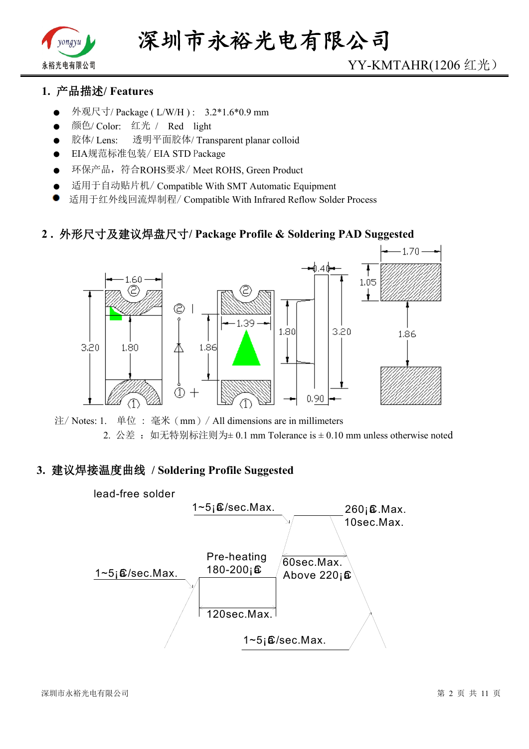## 1. 产品描述/ Features

- 外观尺寸/ Package ( L/W/H ) : 3.2*1.6*0.9 mm
- 颜色/ Color: 红光 / Red light
- 胶体/ Lens: 透明平面胶体/ Transparent planar colloid
- EIA规范标准包装/ EIA STD Package
- 环保产品，符合ROHS要求/ Meet ROHS, Green Product
- 适用于自动贴片机/ Compatible With SMT Automatic Equipment
- 适用于红外线回流焊制程/ Compatible With Infrared Reflow Solder Process

## 2．外形尺寸及建议焊盘尺寸/ Package Profile & Soldering PAD Suggested

1.60, 3.20, 1.80, ②, ①, 1.86, 1.39, 0.40, 1.80, 3.20, 0.90, 1.70, 1.05, 1.86

注/ Notes: 1. 单位 ： 毫米（mm）/ All dimensions are in millimeters

2. 公差 ： 如无特别标注则为± 0.1 mm Tolerance is ± 0.10 mm unless otherwise noted

## 3. 建议焊接温度曲线 / Soldering Profile Suggested

lead-free solder

1~5℃/sec.Max.

260℃.Max.
10sec.Max.

Pre-heating
180-200℃

1~5℃/sec.Max.

60sec.Max.
Above 220℃

120sec.Max.

1~5℃/sec.Max.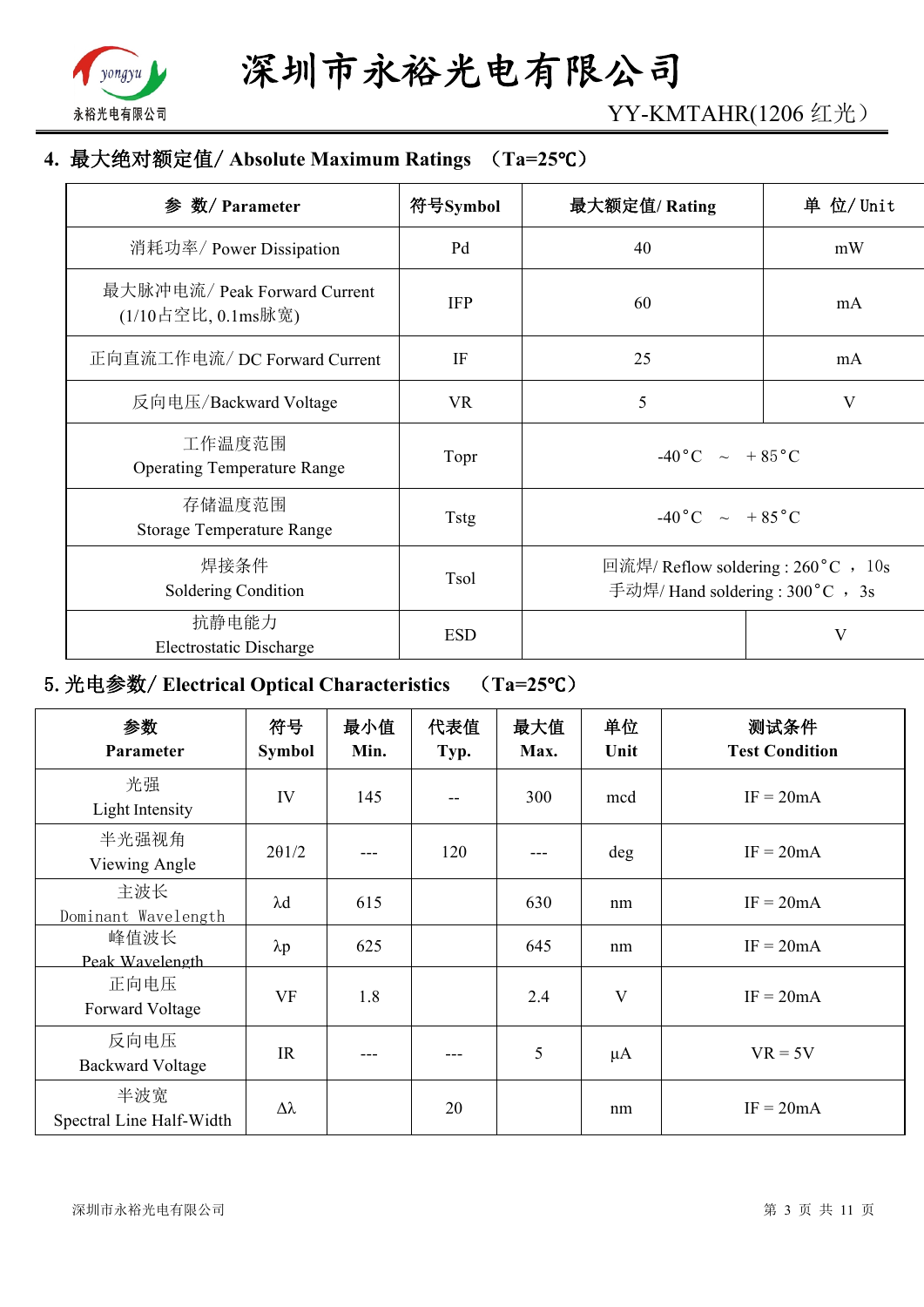## 4. 最大绝对额定值/ Absolute Maximum Ratings （Ta=25℃）

| 参 数/ Parameter | 符号Symbol | 最大额定值/ Rating | 单 位/ Unit |
|---|---|---|---|
| 消耗功率/ Power Dissipation | Pd | 40 | mW |
| 最大脉冲电流/ Peak Forward Current (1/10占空比, 0.1ms脉宽) | IFP | 60 | mA |
| 正向直流工作电流/ DC Forward Current | IF | 25 | mA |
| 反向电压/Backward Voltage | VR | 5 | V |
| 工作温度范围 Operating Temperature Range | Topr | -40°C ～ +85°C | |
| 存储温度范围 Storage Temperature Range | Tstg | -40°C ～ +85°C | |
| 焊接条件 Soldering Condition | Tsol | 回流焊/ Reflow soldering : 260°C ， 10s<br>手动焊/ Hand soldering : 300°C ， 3s | |
| 抗静电能力 Electrostatic Discharge | ESD | | V |

## 5. 光电参数/ Electrical Optical Characteristics （Ta=25℃）

| 参数 Parameter | 符号 Symbol | 最小值 Min. | 代表值 Typ. | 最大值 Max. | 单位 Unit | 测试条件 Test Condition |
|---|---|---|---|---|---|---|
| 光强 Light Intensity | IV | 145 | -- | 300 | mcd | IF = 20mA |
| 半光强视角 Viewing Angle | 2θ1/2 | --- | 120 | --- | deg | IF = 20mA |
| 主波长 Dominant Wavelength | λd | 615 | | 630 | nm | IF = 20mA |
| 峰值波长 Peak Wavelength | λp | 625 | | 645 | nm | IF = 20mA |
| 正向电压 Forward Voltage | VF | 1.8 | | 2.4 | V | IF = 20mA |
| 反向电压 Backward Voltage | IR | --- | --- | 5 | μA | VR = 5V |
| 半波宽 Spectral Line Half-Width | Δλ | | 20 | | nm | IF = 20mA |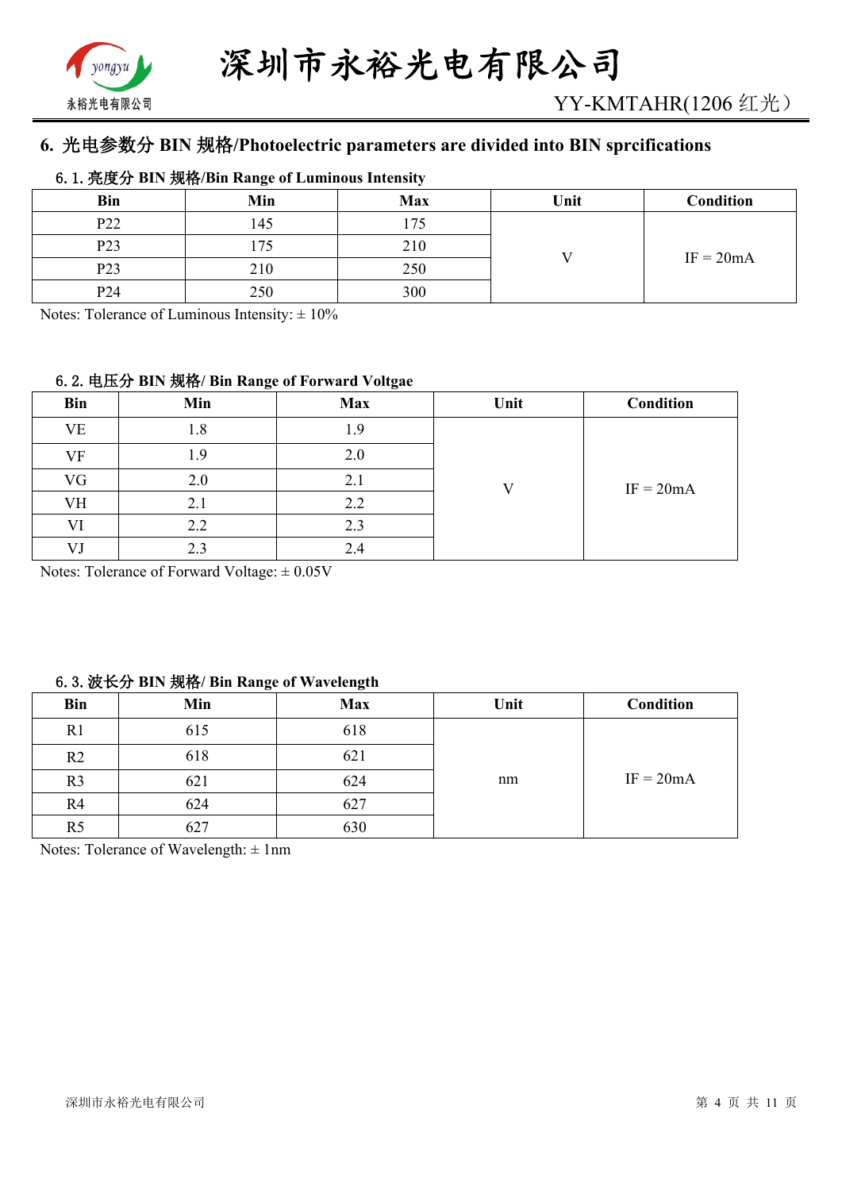## 6. 光电参数分 BIN 规格/Photoelectric parameters are divided into BIN sprcifications

### 6.1. 亮度分 BIN 规格/Bin Range of Luminous Intensity

| Bin | Min | Max | Unit | Condition |
|---|---|---|---|---|
| P22 | 145 | 175 | V | IF = 20mA |
| P23 | 175 | 210 | | |
| P23 | 210 | 250 | | |
| P24 | 250 | 300 | | |

Notes: Tolerance of Luminous Intensity: ± 10%

### 6.2. 电压分 BIN 规格/ Bin Range of Forward Voltgae

| Bin | Min | Max | Unit | Condition |
|---|---|---|---|---|
| VE | 1.8 | 1.9 | V | IF = 20mA |
| VF | 1.9 | 2.0 | | |
| VG | 2.0 | 2.1 | | |
| VH | 2.1 | 2.2 | | |
| VI | 2.2 | 2.3 | | |
| VJ | 2.3 | 2.4 | | |

Notes: Tolerance of Forward Voltage: ± 0.05V

### 6.3. 波长分 BIN 规格/ Bin Range of Wavelength

| Bin | Min | Max | Unit | Condition |
|---|---|---|---|---|
| R1 | 615 | 618 | nm | IF = 20mA |
| R2 | 618 | 621 | | |
| R3 | 621 | 624 | | |
| R4 | 624 | 627 | | |
| R5 | 627 | 630 | | |

Notes: Tolerance of Wavelength: ± 1nm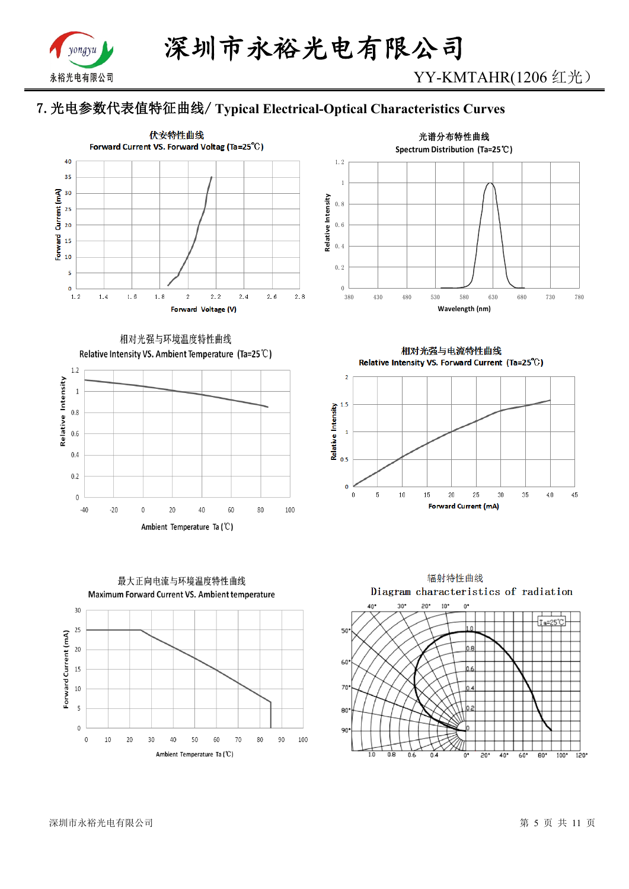## 7. 光电参数代表值特征曲线/ Typical Electrical-Optical Characteristics Curves

伏安特性曲线

Forward Current VS. Forward Voltag (Ta=25℃)

光谱分布特性曲线

Spectrum Distribution (Ta=25℃)

相对光强与环境温度特性曲线

Relative Intensity VS. Ambient Temperature (Ta=25℃)

相对光强与电流特性曲线

Relative Intensity VS. Forward Current (Ta=25℃)

最大正向电流与环境温度特性曲线

Maximum Forward Current VS. Ambient temperature

辐射特性曲线

Diagram characteristics of radiation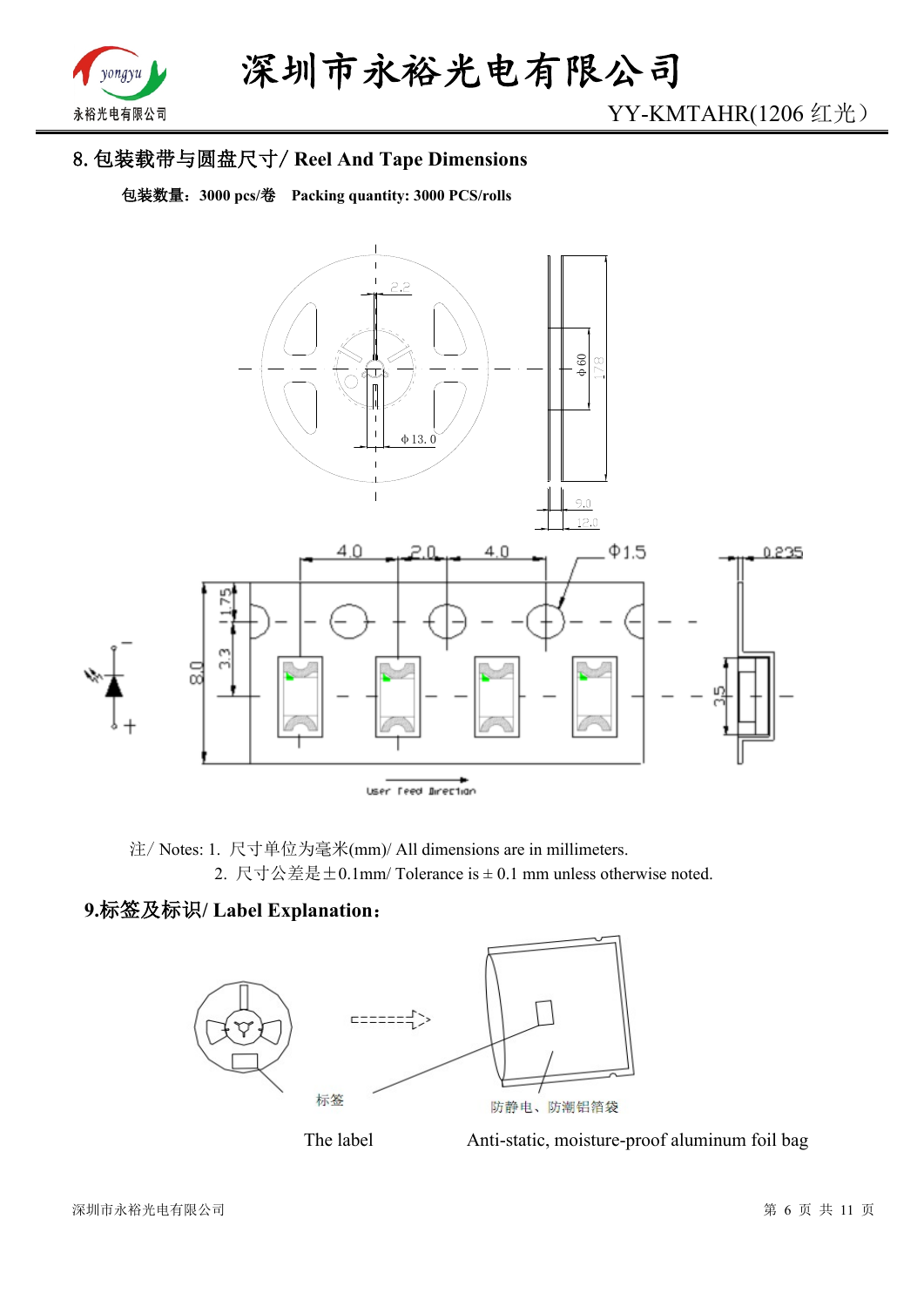## 8. 包装载带与圆盘尺寸/ Reel And Tape Dimensions

**包装数量：3000 pcs/卷　Packing quantity: 3000 PCS/rolls**

注/ Notes: 1. 尺寸单位为毫米(mm)/ All dimensions are in millimeters.

2. 尺寸公差是±0.1mm/ Tolerance is ± 0.1 mm unless otherwise noted.

## 9.标签及标识/ Label Explanation：

The label　　　Anti-static, moisture-proof aluminum foil bag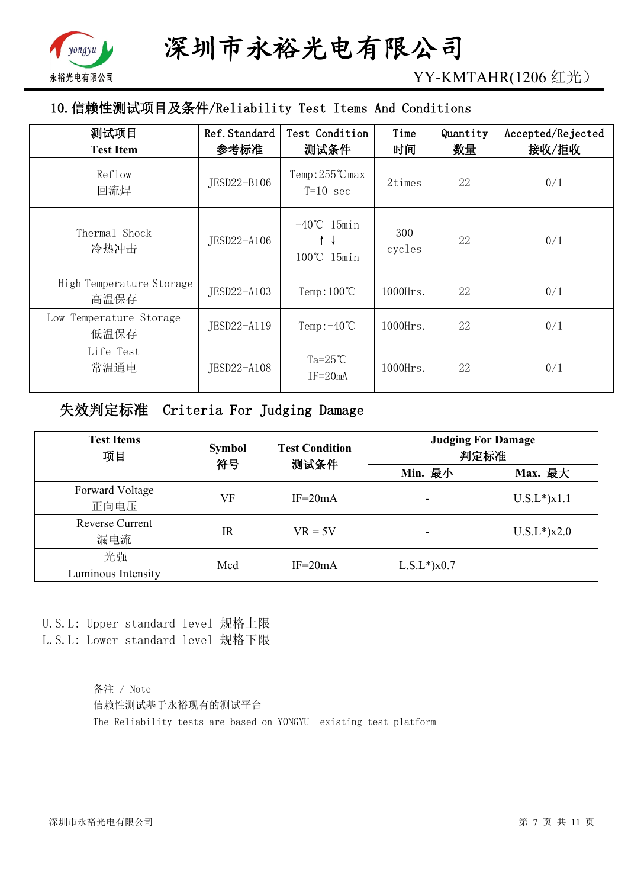## 10.信赖性测试项目及条件/Reliability Test Items And Conditions

| 测试项目<br>Test Item | Ref.Standard<br>参考标准 | Test Condition<br>测试条件 | Time<br>时间 | Quantity<br>数量 | Accepted/Rejected<br>接收/拒收 |
|---|---|---|---|---|---|
| Reflow<br>回流焊 | JESD22-B106 | Temp:255℃max<br>T=10 sec | 2times | 22 | 0/1 |
| Thermal Shock<br>冷热冲击 | JESD22-A106 | -40℃ 15min<br>↑↓<br>100℃ 15min | 300<br>cycles | 22 | 0/1 |
| High Temperature Storage<br>高温保存 | JESD22-A103 | Temp:100℃ | 1000Hrs. | 22 | 0/1 |
| Low Temperature Storage<br>低温保存 | JESD22-A119 | Temp:-40℃ | 1000Hrs. | 22 | 0/1 |
| Life Test<br>常温通电 | JESD22-A108 | Ta=25℃<br>IF=20mA | 1000Hrs. | 22 | 0/1 |

## 失效判定标准 Criteria For Judging Damage

| Test Items<br>项目 | Symbol<br>符号 | Test Condition<br>测试条件 | Judging For Damage<br>判定标准 | |
|---|---|---|---|---|
| | | | Min. 最小 | Max. 最大 |
| Forward Voltage<br>正向电压 | VF | IF=20mA | - | U.S.L*)x1.1 |
| Reverse Current<br>漏电流 | IR | VR = 5V | - | U.S.L*)x2.0 |
| 光强<br>Luminous Intensity | Mcd | IF=20mA | L.S.L*)x0.7 | |

U.S.L: Upper standard level 规格上限
L.S.L: Lower standard level 规格下限

备注 / Note
信赖性测试基于永裕现有的测试平台
The Reliability tests are based on YONGYU existing test platform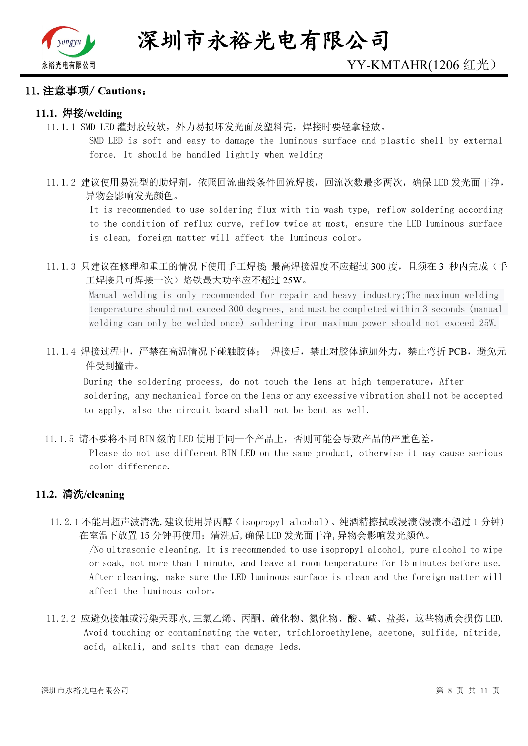## 11. 注意事项/ Cautions：

### 11.1. 焊接/welding

11.1.1 SMD LED 灌封胶较软，外力易损坏发光面及塑料壳，焊接时要轻拿轻放。

SMD LED is soft and easy to damage the luminous surface and plastic shell by external force. It should be handled lightly when welding

11.1.2 建议使用易洗型的助焊剂，依照回流曲线条件回流焊接，回流次数最多两次，确保 LED 发光面干净，异物会影响发光颜色。

It is recommended to use soldering flux with tin wash type, reflow soldering according to the condition of reflux curve, reflow twice at most, ensure the LED luminous surface is clean, foreign matter will affect the luminous color。

11.1.3 只建议在修理和重工的情况下使用手工焊接; 最高焊接温度不应超过 300 度，且须在 3 秒内完成（手工焊接只可焊接一次）烙铁最大功率应不超过 25W。

Manual welding is only recommended for repair and heavy industry;The maximum welding temperature should not exceed 300 degrees, and must be completed within 3 seconds (manual welding can only be welded once) soldering iron maximum power should not exceed 25W.

11.1.4 焊接过程中，严禁在高温情况下碰触胶体； 焊接后，禁止对胶体施加外力，禁止弯折 PCB，避免元件受到撞击。

During the soldering process, do not touch the lens at high temperature, After soldering, any mechanical force on the lens or any excessive vibration shall not be accepted to apply, also the circuit board shall not be bent as well.

11.1.5 请不要将不同 BIN 级的 LED 使用于同一个产品上，否则可能会导致产品的严重色差。

Please do not use different BIN LED on the same product, otherwise it may cause serious color difference.

### 11.2. 清洗/cleaning

11.2.1 不能用超声波清洗,建议使用异丙醇（isopropyl alcohol）、纯酒精擦拭或浸渍(浸渍不超过 1 分钟)在室温下放置 15 分钟再使用；清洗后,确保 LED 发光面干净,异物会影响发光颜色。

/No ultrasonic cleaning. It is recommended to use isopropyl alcohol, pure alcohol to wipe or soak, not more than 1 minute, and leave at room temperature for 15 minutes before use. After cleaning, make sure the LED luminous surface is clean and the foreign matter will affect the luminous color。

11.2.2 应避免接触或污染天那水,三氯乙烯、丙酮、硫化物、氮化物、酸、碱、盐类，这些物质会损伤 LED.

Avoid touching or contaminating the water, trichloroethylene, acetone, sulfide, nitride, acid, alkali, and salts that can damage leds.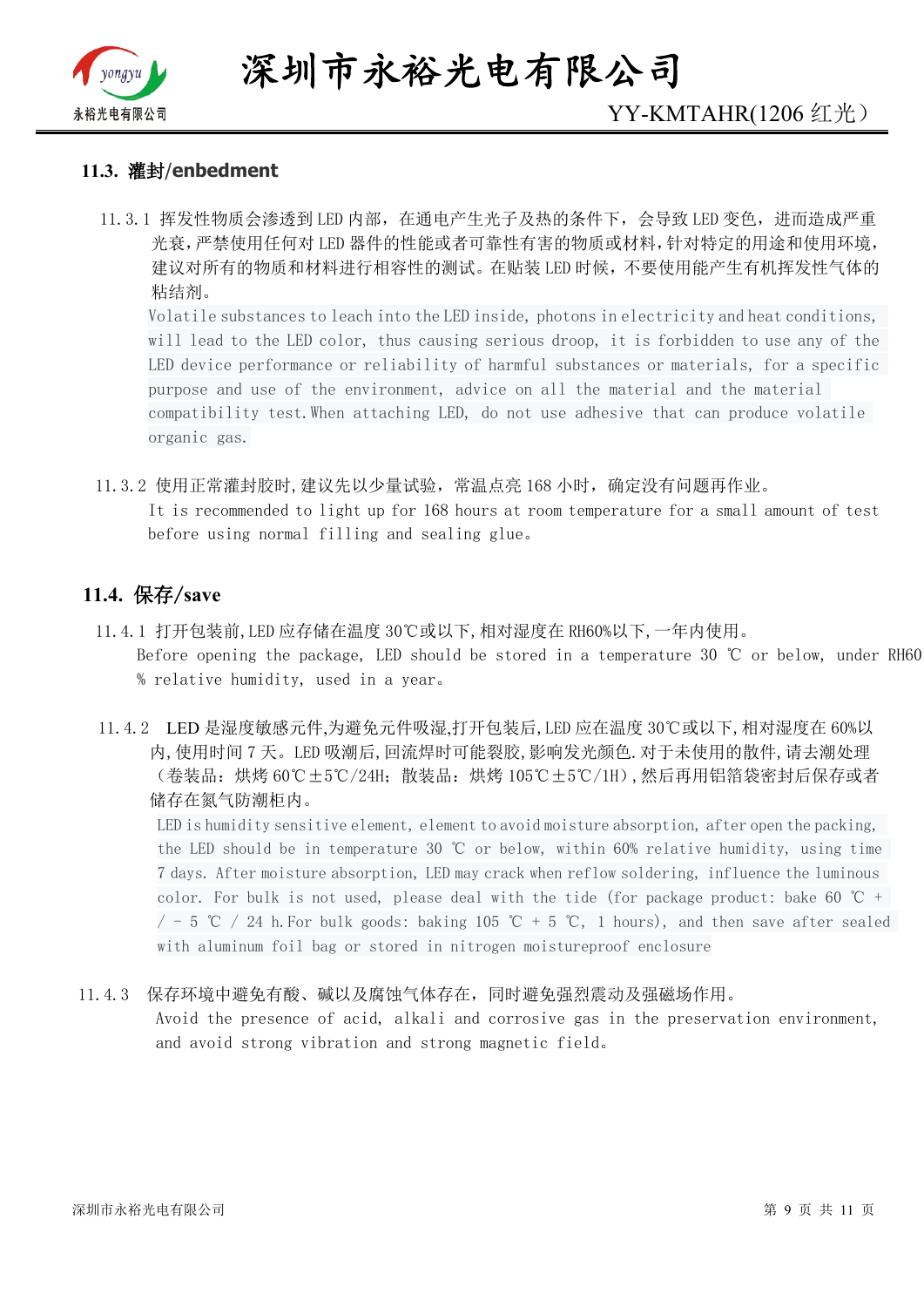### 11.3. 灌封/enbedment

11.3.1 挥发性物质会渗透到 LED 内部，在通电产生光子及热的条件下，会导致 LED 变色，进而造成严重光衰，严禁使用任何对 LED 器件的性能或者可靠性有害的物质或材料，针对特定的用途和使用环境，建议对所有的物质和材料进行相容性的测试。在贴装 LED 时候，不要使用能产生有机挥发性气体的粘结剂。

Volatile substances to leach into the LED inside, photons in electricity and heat conditions, will lead to the LED color, thus causing serious droop, it is forbidden to use any of the LED device performance or reliability of harmful substances or materials, for a specific purpose and use of the environment, advice on all the material and the material compatibility test.When attaching LED, do not use adhesive that can produce volatile organic gas.

11.3.2 使用正常灌封胶时,建议先以少量试验，常温点亮 168 小时，确定没有问题再作业。

It is recommended to light up for 168 hours at room temperature for a small amount of test before using normal filling and sealing glue。

### 11.4. 保存/save

11.4.1 打开包装前,LED 应存储在温度 30℃或以下,相对湿度在 RH60%以下,一年内使用。

Before opening the package, LED should be stored in a temperature 30 ℃ or below, under RH60 % relative humidity, used in a year。

11.4.2 LED 是湿度敏感元件,为避免元件吸湿,打开包装后,LED 应在温度 30℃或以下,相对湿度在 60%以内,使用时间 7 天。LED 吸潮后,回流焊时可能裂胶,影响发光颜色.对于未使用的散件,请去潮处理（卷装品：烘烤 60℃±5℃/24H；散装品：烘烤 105℃±5℃/1H）,然后再用铝箔袋密封后保存或者储存在氮气防潮柜内。

LED is humidity sensitive element, element to avoid moisture absorption, after open the packing, the LED should be in temperature 30 ℃ or below, within 60% relative humidity, using time 7 days. After moisture absorption, LED may crack when reflow soldering, influence the luminous color. For bulk is not used, please deal with the tide (for package product: bake 60 ℃ + / - 5 ℃ / 24 h.For bulk goods: baking 105 ℃ + 5 ℃, 1 hours), and then save after sealed with aluminum foil bag or stored in nitrogen moistureproof enclosure

11.4.3 保存环境中避免有酸、碱以及腐蚀气体存在，同时避免强烈震动及强磁场作用。

Avoid the presence of acid, alkali and corrosive gas in the preservation environment, and avoid strong vibration and strong magnetic field。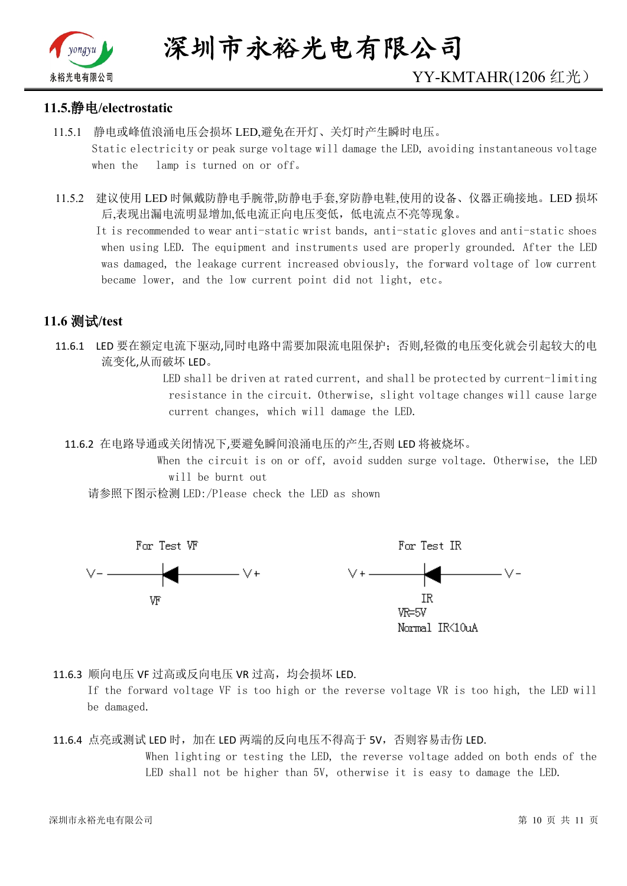## 11.5.静电/electrostatic

11.5.1 静电或峰值浪涌电压会损坏 LED,避免在开灯、关灯时产生瞬时电压。
Static electricity or peak surge voltage will damage the LED, avoiding instantaneous voltage when the lamp is turned on or off。

11.5.2 建议使用 LED 时佩戴防静电手腕带,防静电手套,穿防静电鞋,使用的设备、仪器正确接地。LED 损坏后,表现出漏电流明显增加,低电流正向电压变低，低电流点不亮等现象。
It is recommended to wear anti-static wrist bands, anti-static gloves and anti-static shoes when using LED. The equipment and instruments used are properly grounded. After the LED was damaged, the leakage current increased obviously, the forward voltage of low current became lower, and the low current point did not light, etc。

## 11.6 测试/test

11.6.1 LED 要在额定电流下驱动,同时电路中需要加限流电阻保护；否则,轻微的电压变化就会引起较大的电流变化,从而破坏 LED。
LED shall be driven at rated current, and shall be protected by current-limiting resistance in the circuit. Otherwise, slight voltage changes will cause large current changes, which will damage the LED.

11.6.2 在电路导通或关闭情况下,要避免瞬间浪涌电压的产生,否则 LED 将被烧坏。
When the circuit is on or off, avoid sudden surge voltage. Otherwise, the LED will be burnt out

请参照下图示检测 LED:/Please check the LED as shown

For Test VF: V- ——▶|—— V+ (VF)

For Test IR: V+ ——▶|—— V- (IR, VR=5V, Normal IR<10uA)

11.6.3 顺向电压 VF 过高或反向电压 VR 过高，均会损坏 LED.
If the forward voltage VF is too high or the reverse voltage VR is too high, the LED will be damaged.

11.6.4 点亮或测试 LED 时，加在 LED 两端的反向电压不得高于 5V，否则容易击伤 LED.
When lighting or testing the LED, the reverse voltage added on both ends of the LED shall not be higher than 5V, otherwise it is easy to damage the LED.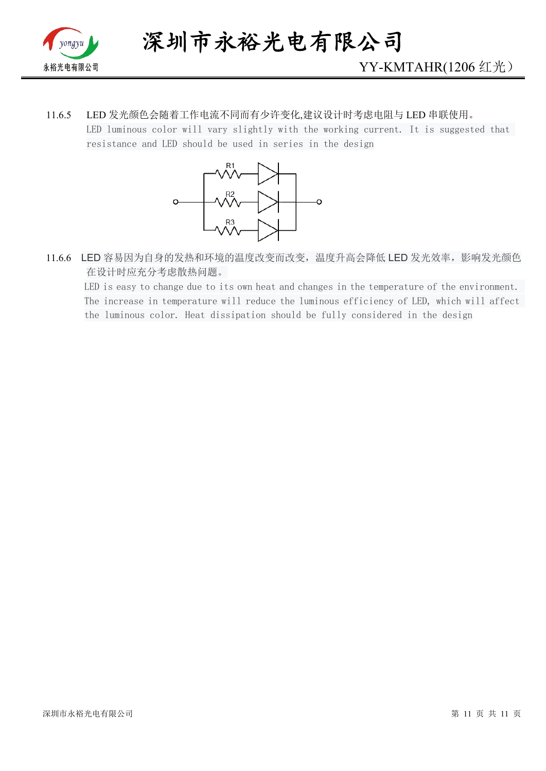11.6.5 LED 发光颜色会随着工作电流不同而有少许变化,建议设计时考虑电阻与 LED 串联使用。

LED luminous color will vary slightly with the working current. It is suggested that resistance and LED should be used in series in the design

R1

R2

R3

11.6.6 LED 容易因为自身的发热和环境的温度改变而改变，温度升高会降低 LED 发光效率，影响发光颜色在设计时应充分考虑散热问题。

LED is easy to change due to its own heat and changes in the temperature of the environment. The increase in temperature will reduce the luminous efficiency of LED, which will affect the luminous color. Heat dissipation should be fully considered in the design